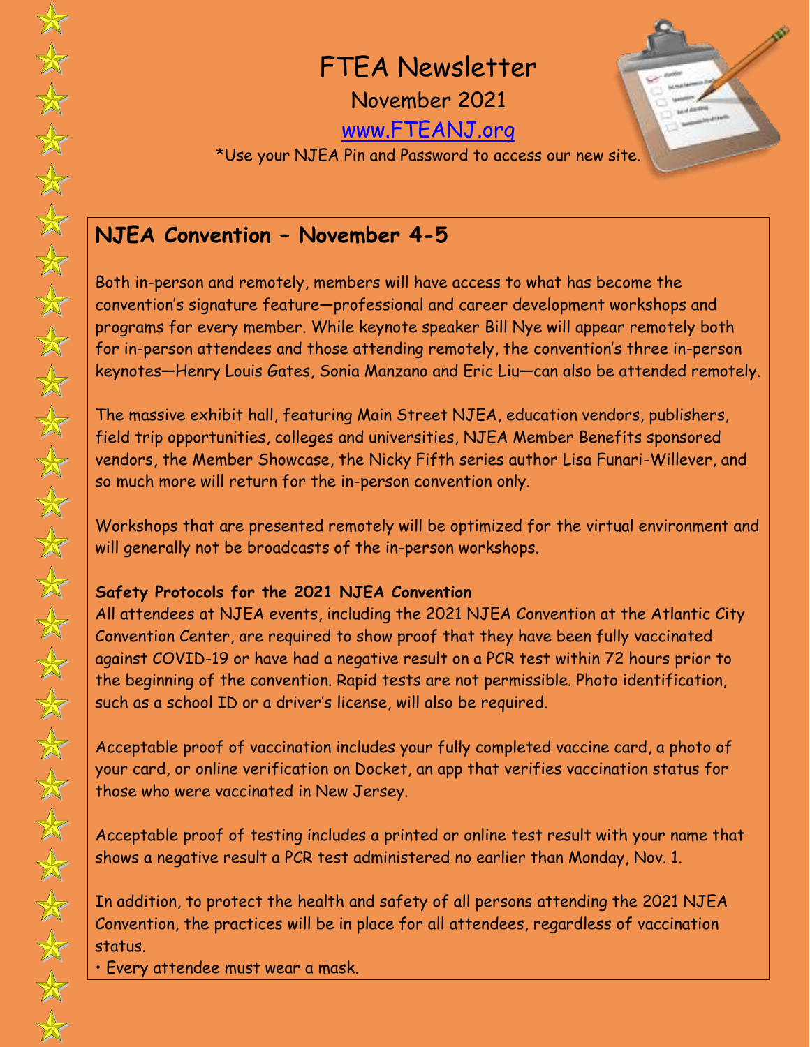# FTEA Newsletter

November 2021

www.FTEANJ.org

*Use your NJEA Pin and Password to access our new site.

## NJEA Convention – November 4-5

Both in-person and remotely, members will have access to what has become the convention's signature feature—professional and career development workshops and programs for every member. While keynote speaker Bill Nye will appear remotely both for in-person attendees and those attending remotely, the convention's three in-person keynotes—Henry Louis Gates, Sonia Manzano and Eric Liu—can also be attended remotely.

The massive exhibit hall, featuring Main Street NJEA, education vendors, publishers, field trip opportunities, colleges and universities, NJEA Member Benefits sponsored vendors, the Member Showcase, the Nicky Fifth series author Lisa Funari-Willever, and so much more will return for the in-person convention only.

Workshops that are presented remotely will be optimized for the virtual environment and will generally not be broadcasts of the in-person workshops.

**Safety Protocols for the 2021 NJEA Convention**

All attendees at NJEA events, including the 2021 NJEA Convention at the Atlantic City Convention Center, are required to show proof that they have been fully vaccinated against COVID-19 or have had a negative result on a PCR test within 72 hours prior to the beginning of the convention. Rapid tests are not permissible. Photo identification, such as a school ID or a driver's license, will also be required.

Acceptable proof of vaccination includes your fully completed vaccine card, a photo of your card, or online verification on Docket, an app that verifies vaccination status for those who were vaccinated in New Jersey.

Acceptable proof of testing includes a printed or online test result with your name that shows a negative result a PCR test administered no earlier than Monday, Nov. 1.

In addition, to protect the health and safety of all persons attending the 2021 NJEA Convention, the practices will be in place for all attendees, regardless of vaccination status.

- Every attendee must wear a mask.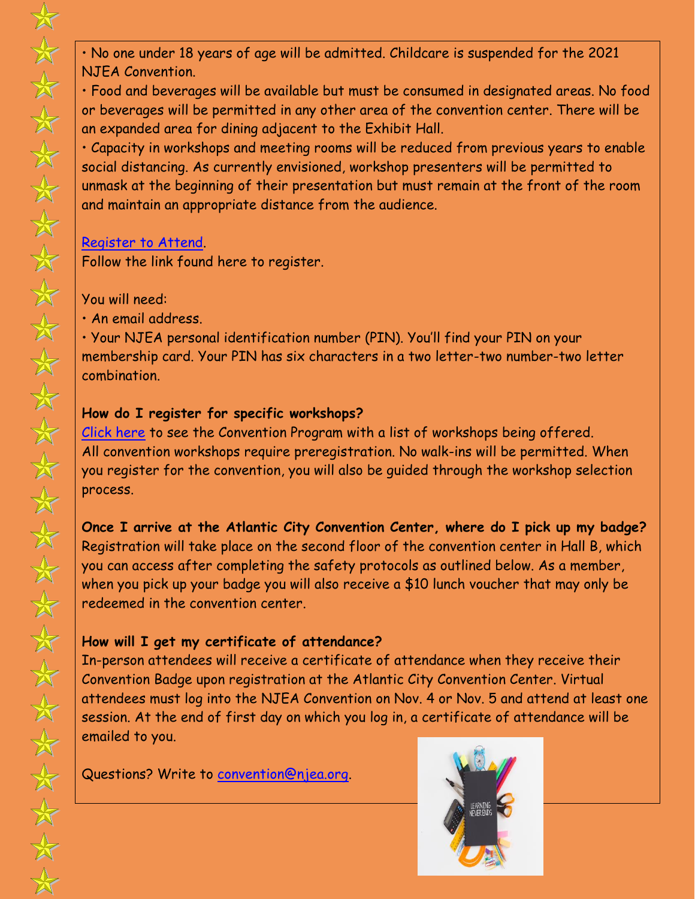• No one under 18 years of age will be admitted. Childcare is suspended for the 2021 NJEA Convention.

• Food and beverages will be available but must be consumed in designated areas. No food or beverages will be permitted in any other area of the convention center. There will be an expanded area for dining adjacent to the Exhibit Hall.

• Capacity in workshops and meeting rooms will be reduced from previous years to enable social distancing. As currently envisioned, workshop presenters will be permitted to unmask at the beginning of their presentation but must remain at the front of the room and maintain an appropriate distance from the audience.

Register to Attend.
Follow the link found here to register.

You will need:

• An email address.

• Your NJEA personal identification number (PIN). You'll find your PIN on your membership card. Your PIN has six characters in a two letter-two number-two letter combination.

**How do I register for specific workshops?**

Click here to see the Convention Program with a list of workshops being offered. All convention workshops require preregistration. No walk-ins will be permitted. When you register for the convention, you will also be guided through the workshop selection process.

**Once I arrive at the Atlantic City Convention Center, where do I pick up my badge?**

Registration will take place on the second floor of the convention center in Hall B, which you can access after completing the safety protocols as outlined below. As a member, when you pick up your badge you will also receive a $10 lunch voucher that may only be redeemed in the convention center.

**How will I get my certificate of attendance?**

In-person attendees will receive a certificate of attendance when they receive their Convention Badge upon registration at the Atlantic City Convention Center. Virtual attendees must log into the NJEA Convention on Nov. 4 or Nov. 5 and attend at least one session. At the end of first day on which you log in, a certificate of attendance will be emailed to you.

Questions? Write to convention@njea.org.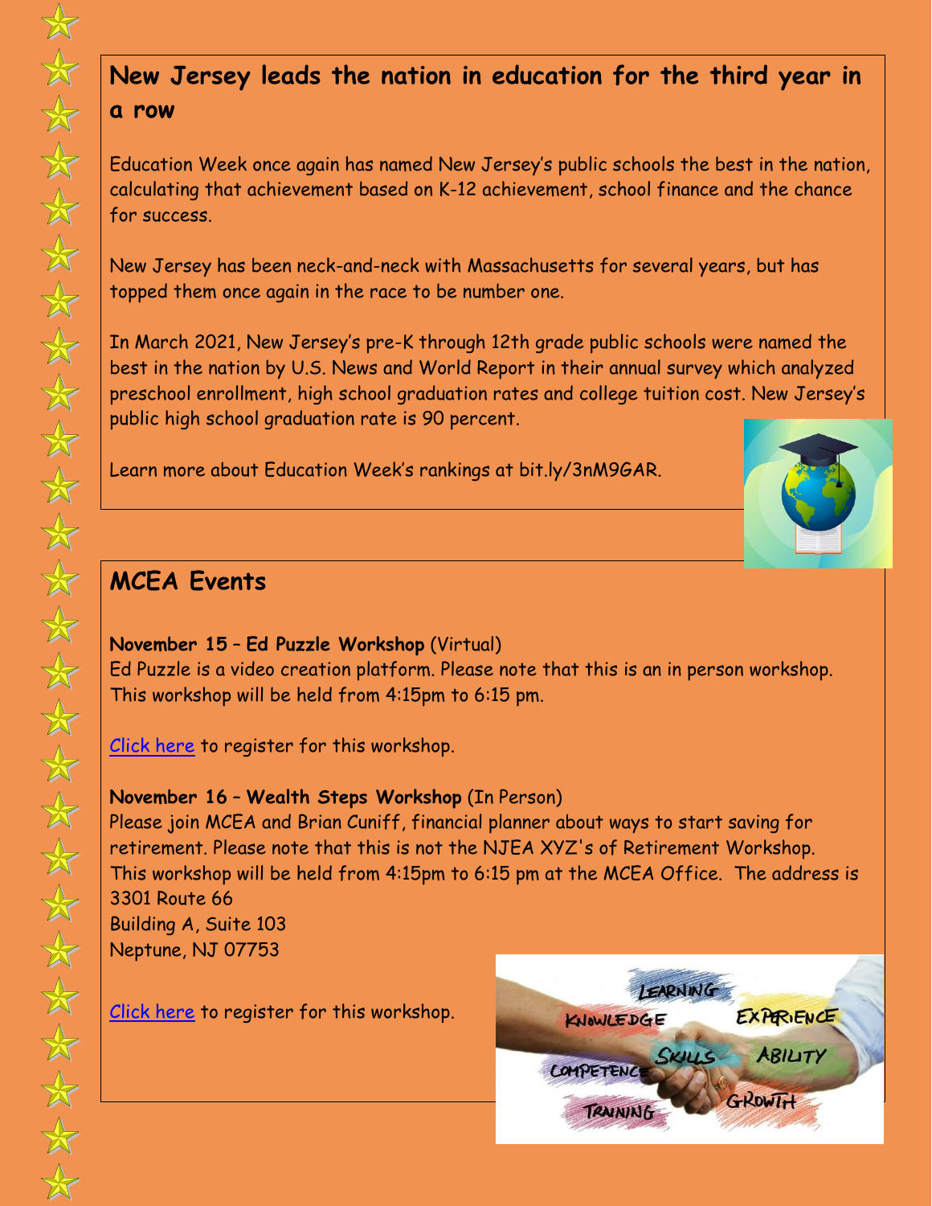## New Jersey leads the nation in education for the third year in a row

Education Week once again has named New Jersey's public schools the best in the nation, calculating that achievement based on K-12 achievement, school finance and the chance for success.

New Jersey has been neck-and-neck with Massachusetts for several years, but has topped them once again in the race to be number one.

In March 2021, New Jersey's pre-K through 12th grade public schools were named the best in the nation by U.S. News and World Report in their annual survey which analyzed preschool enrollment, high school graduation rates and college tuition cost. New Jersey's public high school graduation rate is 90 percent.

Learn more about Education Week's rankings at bit.ly/3nM9GAR.

## MCEA Events

**November 15 – Ed Puzzle Workshop** (Virtual)
Ed Puzzle is a video creation platform. Please note that this is an in person workshop. This workshop will be held from 4:15pm to 6:15 pm.

Click here to register for this workshop.

**November 16 – Wealth Steps Workshop** (In Person)
Please join MCEA and Brian Cuniff, financial planner about ways to start saving for retirement. Please note that this is not the NJEA XYZ's of Retirement Workshop. This workshop will be held from 4:15pm to 6:15 pm at the MCEA Office. The address is
3301 Route 66
Building A, Suite 103
Neptune, NJ 07753

Click here to register for this workshop.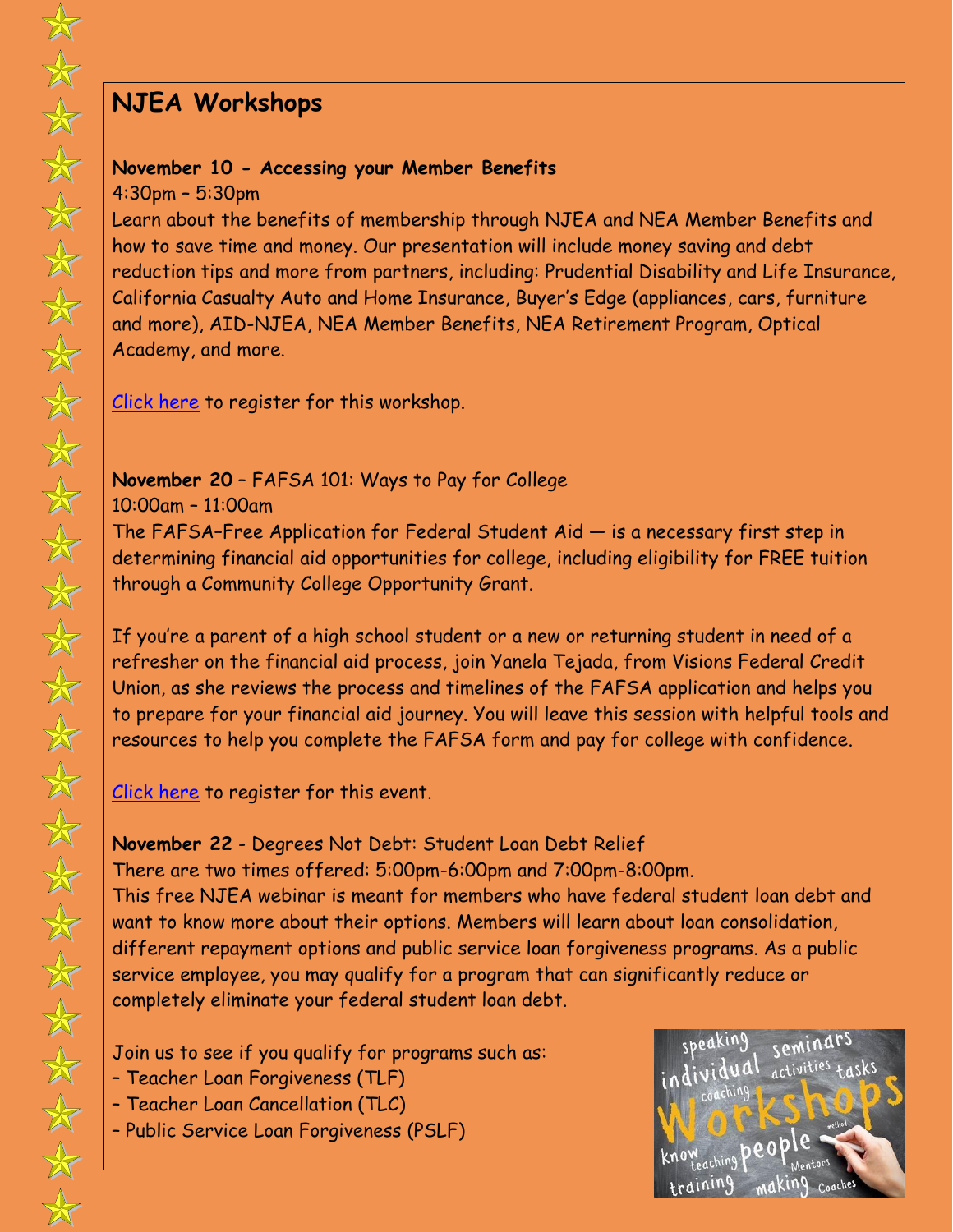## NJEA Workshops

**November 10 - Accessing your Member Benefits**
4:30pm – 5:30pm
Learn about the benefits of membership through NJEA and NEA Member Benefits and how to save time and money. Our presentation will include money saving and debt reduction tips and more from partners, including: Prudential Disability and Life Insurance, California Casualty Auto and Home Insurance, Buyer's Edge (appliances, cars, furniture and more), AID-NJEA, NEA Member Benefits, NEA Retirement Program, Optical Academy, and more.

Click here to register for this workshop.

**November 20** – FAFSA 101: Ways to Pay for College
10:00am – 11:00am
The FAFSA–Free Application for Federal Student Aid — is a necessary first step in determining financial aid opportunities for college, including eligibility for FREE tuition through a Community College Opportunity Grant.

If you're a parent of a high school student or a new or returning student in need of a refresher on the financial aid process, join Yanela Tejada, from Visions Federal Credit Union, as she reviews the process and timelines of the FAFSA application and helps you to prepare for your financial aid journey. You will leave this session with helpful tools and resources to help you complete the FAFSA form and pay for college with confidence.

Click here to register for this event.

**November 22** - Degrees Not Debt: Student Loan Debt Relief
There are two times offered: 5:00pm-6:00pm and 7:00pm-8:00pm.
This free NJEA webinar is meant for members who have federal student loan debt and want to know more about their options. Members will learn about loan consolidation, different repayment options and public service loan forgiveness programs. As a public service employee, you may qualify for a program that can significantly reduce or completely eliminate your federal student loan debt.

Join us to see if you qualify for programs such as:
– Teacher Loan Forgiveness (TLF)
– Teacher Loan Cancellation (TLC)
– Public Service Loan Forgiveness (PSLF)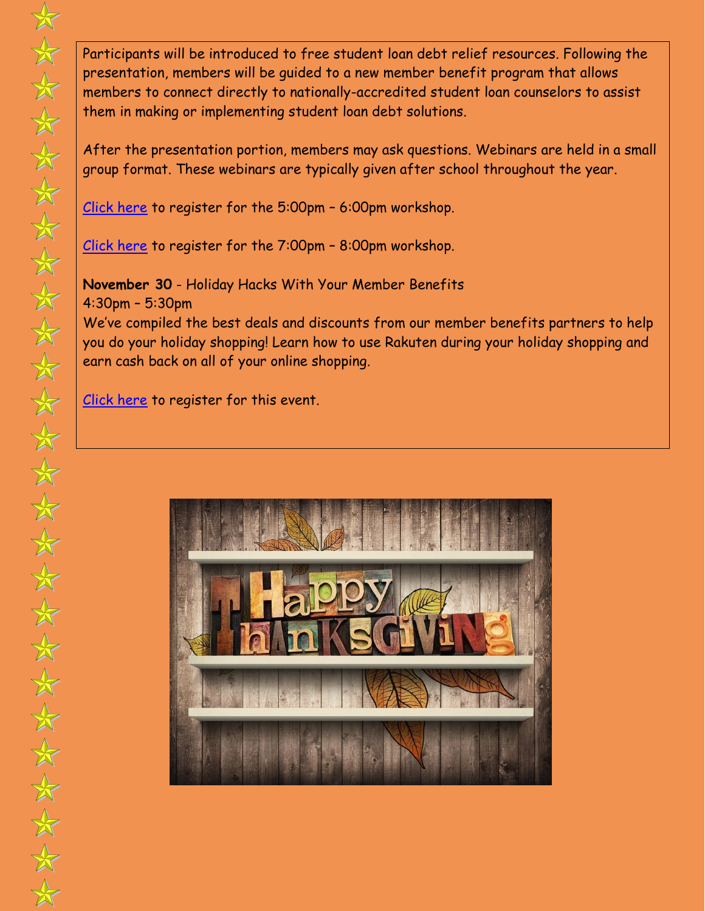Participants will be introduced to free student loan debt relief resources. Following the presentation, members will be guided to a new member benefit program that allows members to connect directly to nationally-accredited student loan counselors to assist them in making or implementing student loan debt solutions.

After the presentation portion, members may ask questions. Webinars are held in a small group format. These webinars are typically given after school throughout the year.

Click here to register for the 5:00pm – 6:00pm workshop.

Click here to register for the 7:00pm – 8:00pm workshop.

**November 30** - Holiday Hacks With Your Member Benefits
4:30pm – 5:30pm
We've compiled the best deals and discounts from our member benefits partners to help you do your holiday shopping! Learn how to use Rakuten during your holiday shopping and earn cash back on all of your online shopping.

Click here to register for this event.